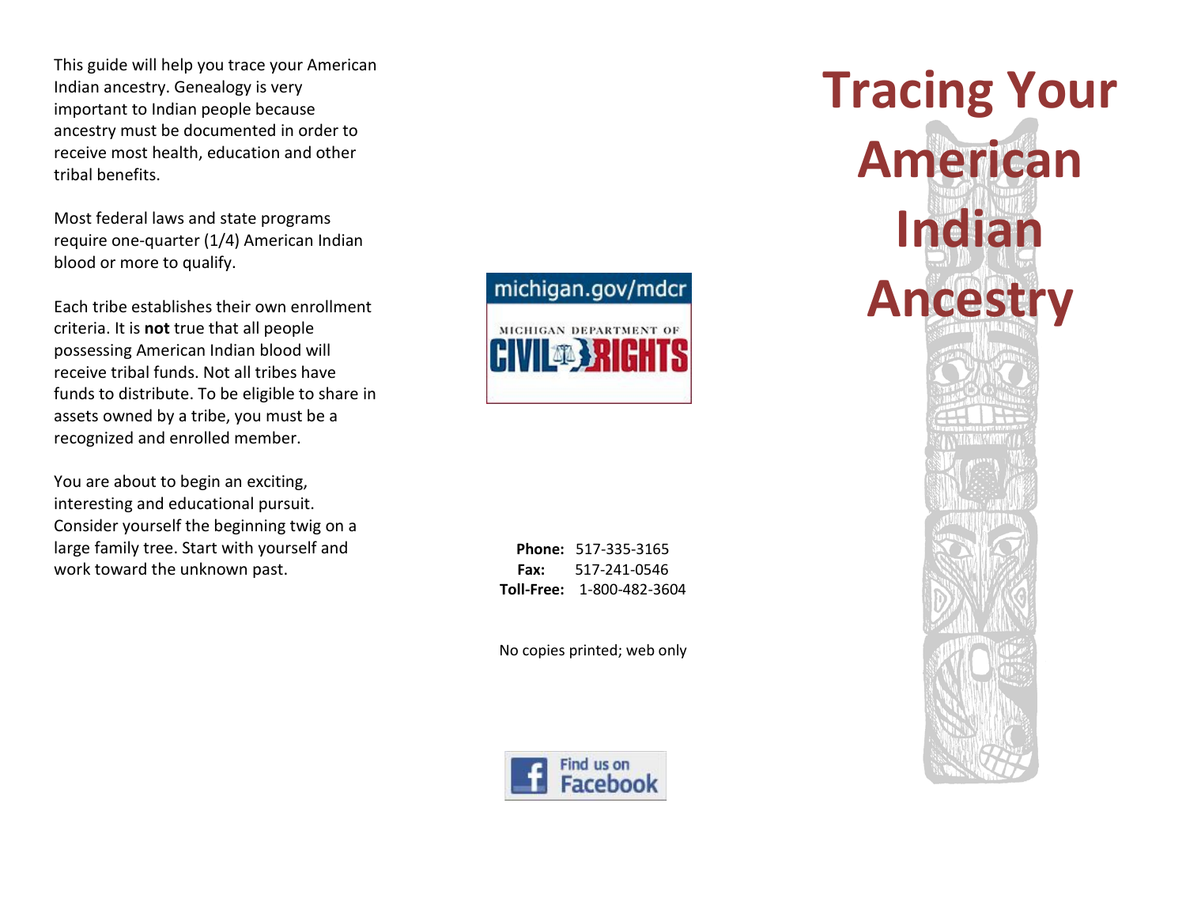# Tracing Your American Indian Ancestry

This guide will help you trace your American Indian ancestry. Genealogy is very important to Indian people because ancestry must be documented in order to receive most health, education and other tribal benefits.

Most federal laws and state programs require one-quarter (1/4) American Indian blood or more to qualify.

Each tribe establishes their own enrollment criteria. It is **not** true that all people possessing American Indian blood will receive tribal funds. Not all tribes have funds to distribute. To be eligible to share in assets owned by a tribe, you must be a recognized and enrolled member.

You are about to begin an exciting, interesting and educational pursuit. Consider yourself the beginning twig on a large family tree. Start with yourself and work toward the unknown past.

michigan.gov/mdcr

MICHIGAN DEPARTMENT OF CIVIL RIGHTS

**Phone:** 517-335-3165
**Fax:** 517-241-0546
**Toll-Free:** 1-800-482-3604

No copies printed; web only

Find us on Facebook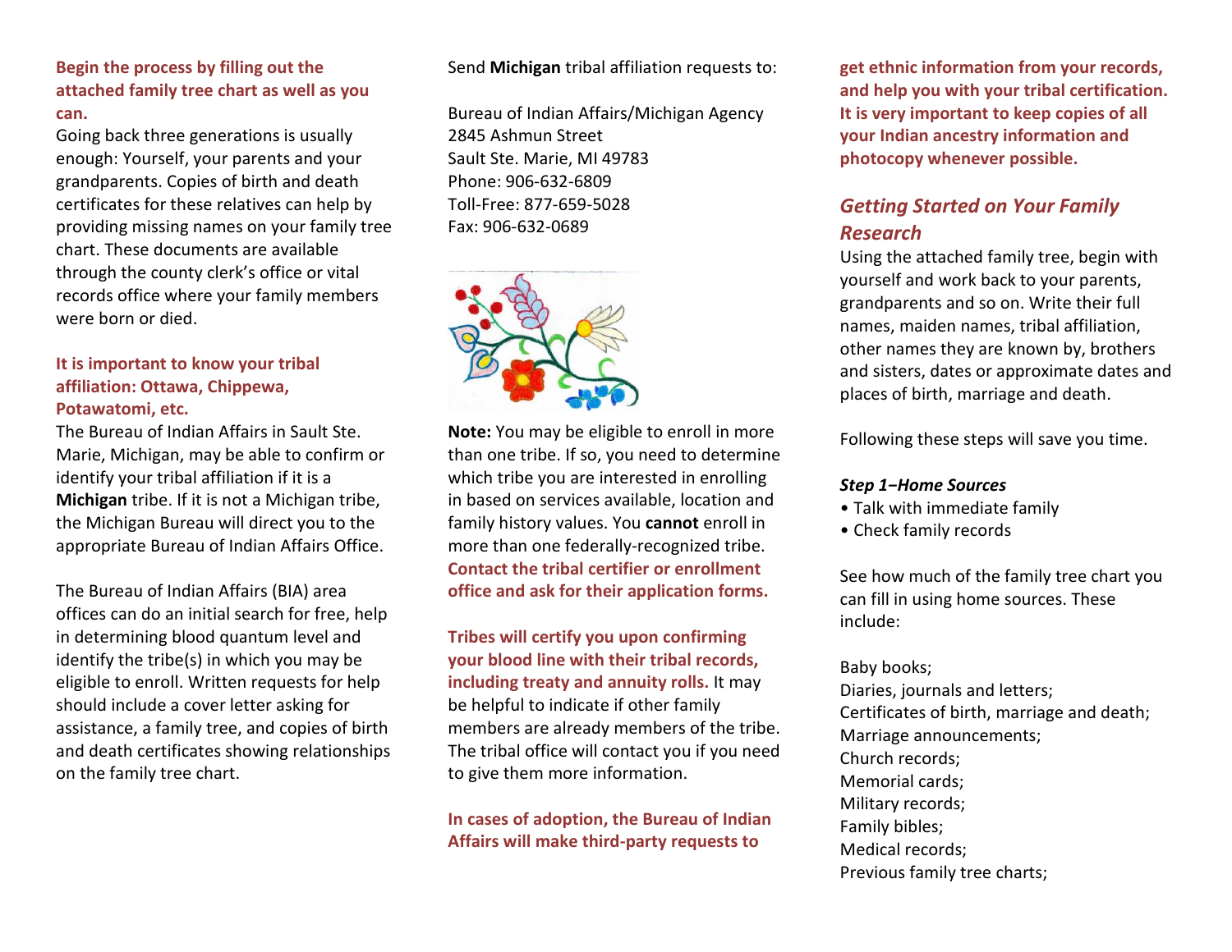**Begin the process by filling out the attached family tree chart as well as you can.**

Going back three generations is usually enough: Yourself, your parents and your grandparents. Copies of birth and death certificates for these relatives can help by providing missing names on your family tree chart. These documents are available through the county clerk's office or vital records office where your family members were born or died.

**It is important to know your tribal affiliation: Ottawa, Chippewa, Potawatomi, etc.**

The Bureau of Indian Affairs in Sault Ste. Marie, Michigan, may be able to confirm or identify your tribal affiliation if it is a **Michigan** tribe. If it is not a Michigan tribe, the Michigan Bureau will direct you to the appropriate Bureau of Indian Affairs Office.

The Bureau of Indian Affairs (BIA) area offices can do an initial search for free, help in determining blood quantum level and identify the tribe(s) in which you may be eligible to enroll. Written requests for help should include a cover letter asking for assistance, a family tree, and copies of birth and death certificates showing relationships on the family tree chart.

Send **Michigan** tribal affiliation requests to:

Bureau of Indian Affairs/Michigan Agency
2845 Ashmun Street
Sault Ste. Marie, MI 49783
Phone: 906-632-6809
Toll-Free: 877-659-5028
Fax: 906-632-0689

**Note:** You may be eligible to enroll in more than one tribe. If so, you need to determine which tribe you are interested in enrolling in based on services available, location and family history values. You **cannot** enroll in more than one federally-recognized tribe. **Contact the tribal certifier or enrollment office and ask for their application forms.**

**Tribes will certify you upon confirming your blood line with their tribal records, including treaty and annuity rolls.** It may be helpful to indicate if other family members are already members of the tribe. The tribal office will contact you if you need to give them more information.

**In cases of adoption, the Bureau of Indian Affairs will make third-party requests to get ethnic information from your records, and help you with your tribal certification. It is very important to keep copies of all your Indian ancestry information and photocopy whenever possible.**

## *Getting Started on Your Family Research*

Using the attached family tree, begin with yourself and work back to your parents, grandparents and so on. Write their full names, maiden names, tribal affiliation, other names they are known by, brothers and sisters, dates or approximate dates and places of birth, marriage and death.

Following these steps will save you time.

***Step 1–Home Sources***

- Talk with immediate family
- Check family records

See how much of the family tree chart you can fill in using home sources. These include:

Baby books;
Diaries, journals and letters;
Certificates of birth, marriage and death;
Marriage announcements;
Church records;
Memorial cards;
Military records;
Family bibles;
Medical records;
Previous family tree charts;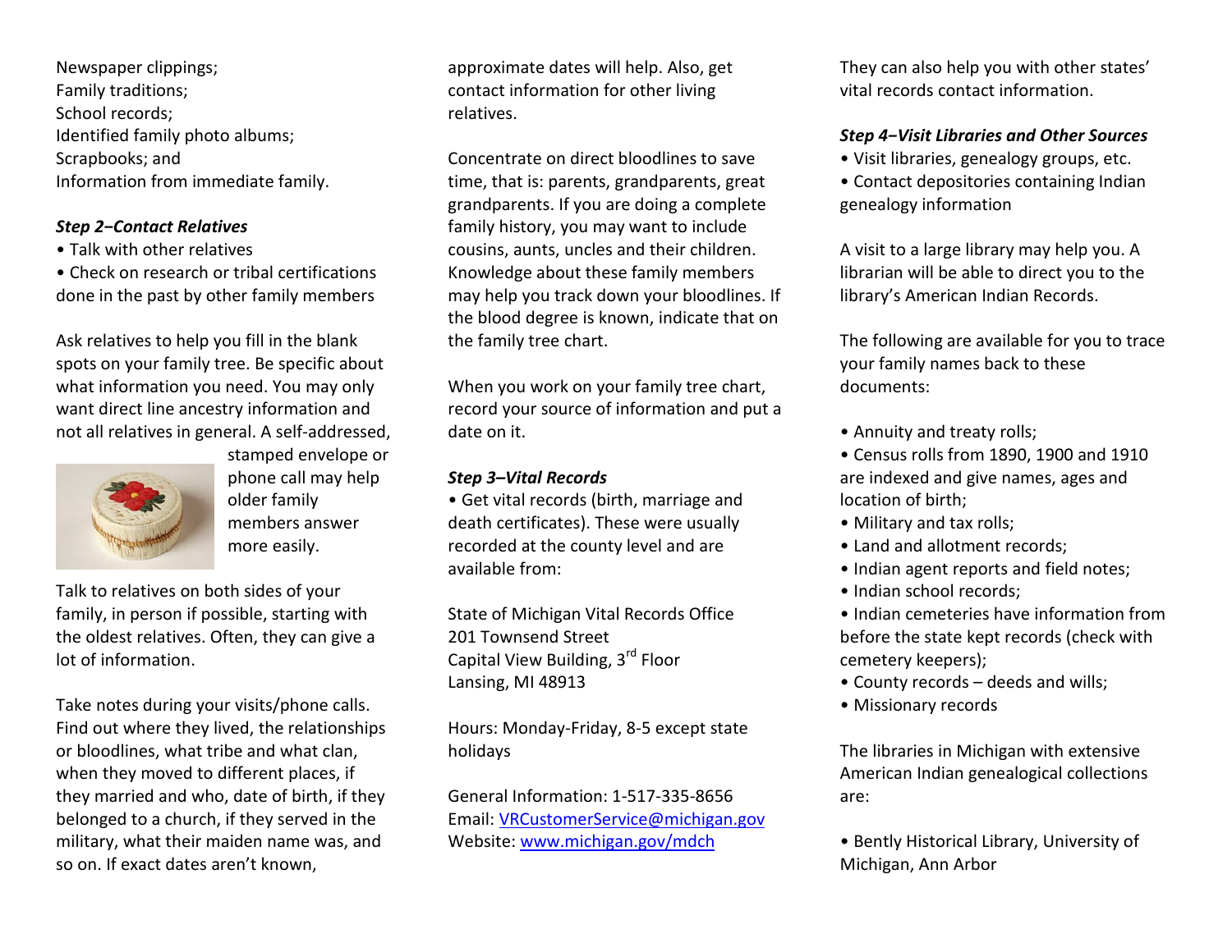Newspaper clippings;
Family traditions;
School records;
Identified family photo albums;
Scrapbooks; and
Information from immediate family.

***Step 2–Contact Relatives***

- Talk with other relatives
- Check on research or tribal certifications done in the past by other family members

Ask relatives to help you fill in the blank spots on your family tree. Be specific about what information you need. You may only want direct line ancestry information and not all relatives in general. A self-addressed, stamped envelope or phone call may help older family members answer more easily.

Talk to relatives on both sides of your family, in person if possible, starting with the oldest relatives. Often, they can give a lot of information.

Take notes during your visits/phone calls. Find out where they lived, the relationships or bloodlines, what tribe and what clan, when they moved to different places, if they married and who, date of birth, if they belonged to a church, if they served in the military, what their maiden name was, and so on. If exact dates aren't known, approximate dates will help. Also, get contact information for other living relatives.

Concentrate on direct bloodlines to save time, that is: parents, grandparents, great grandparents. If you are doing a complete family history, you may want to include cousins, aunts, uncles and their children. Knowledge about these family members may help you track down your bloodlines. If the blood degree is known, indicate that on the family tree chart.

When you work on your family tree chart, record your source of information and put a date on it.

***Step 3–Vital Records***

- Get vital records (birth, marriage and death certificates). These were usually recorded at the county level and are available from:

State of Michigan Vital Records Office
201 Townsend Street
Capital View Building, 3rd Floor
Lansing, MI 48913

Hours: Monday-Friday, 8-5 except state holidays

General Information: 1-517-335-8656
Email: VRCustomerService@michigan.gov
Website: www.michigan.gov/mdch

They can also help you with other states' vital records contact information.

***Step 4–Visit Libraries and Other Sources***

- Visit libraries, genealogy groups, etc.
- Contact depositories containing Indian genealogy information

A visit to a large library may help you. A librarian will be able to direct you to the library's American Indian Records.

The following are available for you to trace your family names back to these documents:

- Annuity and treaty rolls;
- Census rolls from 1890, 1900 and 1910 are indexed and give names, ages and location of birth;
- Military and tax rolls;
- Land and allotment records;
- Indian agent reports and field notes;
- Indian school records;
- Indian cemeteries have information from before the state kept records (check with cemetery keepers);
- County records – deeds and wills;
- Missionary records

The libraries in Michigan with extensive American Indian genealogical collections are:

- Bently Historical Library, University of Michigan, Ann Arbor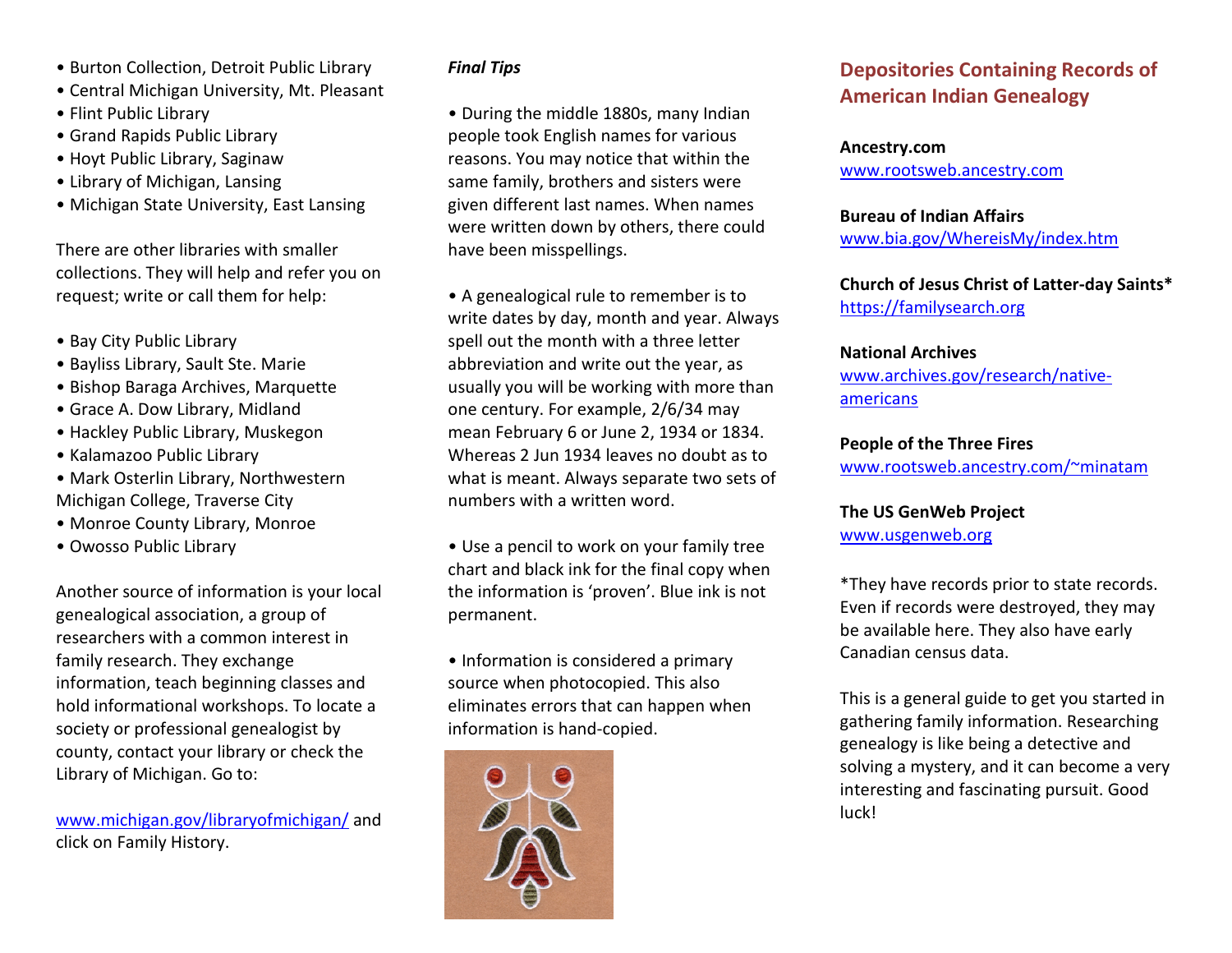- Burton Collection, Detroit Public Library
- Central Michigan University, Mt. Pleasant
- Flint Public Library
- Grand Rapids Public Library
- Hoyt Public Library, Saginaw
- Library of Michigan, Lansing
- Michigan State University, East Lansing

There are other libraries with smaller collections. They will help and refer you on request; write or call them for help:

- Bay City Public Library
- Bayliss Library, Sault Ste. Marie
- Bishop Baraga Archives, Marquette
- Grace A. Dow Library, Midland
- Hackley Public Library, Muskegon
- Kalamazoo Public Library
- Mark Osterlin Library, Northwestern Michigan College, Traverse City
- Monroe County Library, Monroe
- Owosso Public Library

Another source of information is your local genealogical association, a group of researchers with a common interest in family research. They exchange information, teach beginning classes and hold informational workshops. To locate a society or professional genealogist by county, contact your library or check the Library of Michigan. Go to:

www.michigan.gov/libraryofmichigan/ and click on Family History.

***Final Tips***

- During the middle 1880s, many Indian people took English names for various reasons. You may notice that within the same family, brothers and sisters were given different last names. When names were written down by others, there could have been misspellings.

- A genealogical rule to remember is to write dates by day, month and year. Always spell out the month with a three letter abbreviation and write out the year, as usually you will be working with more than one century. For example, 2/6/34 may mean February 6 or June 2, 1934 or 1834. Whereas 2 Jun 1934 leaves no doubt as to what is meant. Always separate two sets of numbers with a written word.

- Use a pencil to work on your family tree chart and black ink for the final copy when the information is 'proven'. Blue ink is not permanent.

- Information is considered a primary source when photocopied. This also eliminates errors that can happen when information is hand-copied.

## Depositories Containing Records of American Indian Genealogy

**Ancestry.com**
www.rootsweb.ancestry.com

**Bureau of Indian Affairs**
www.bia.gov/WhereisMy/index.htm

**Church of Jesus Christ of Latter-day Saints***
https://familysearch.org

**National Archives**
www.archives.gov/research/native-americans

**People of the Three Fires**
www.rootsweb.ancestry.com/~minatam

**The US GenWeb Project**
www.usgenweb.org

*They have records prior to state records. Even if records were destroyed, they may be available here. They also have early Canadian census data.

This is a general guide to get you started in gathering family information. Researching genealogy is like being a detective and solving a mystery, and it can become a very interesting and fascinating pursuit. Good luck!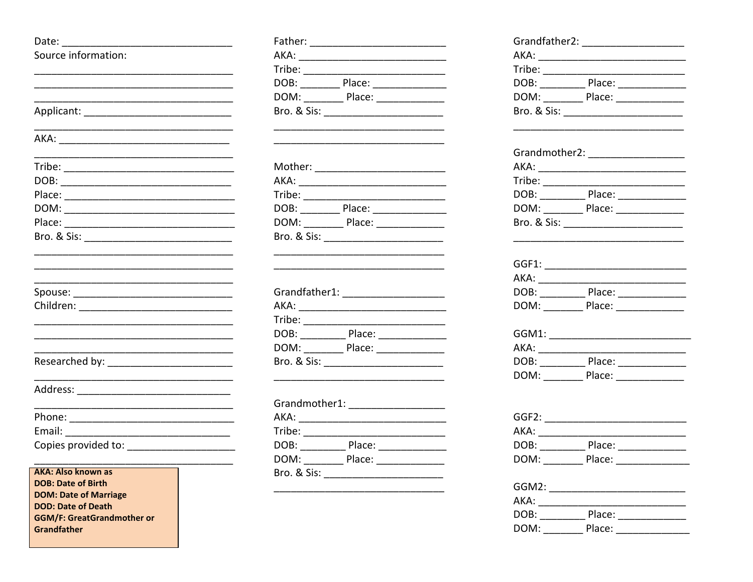Date: ______________________________

Source information:

__________________________________

__________________________________

__________________________________

Applicant: __________________________

__________________________________

AKA: ______________________________

__________________________________

Tribe: ______________________________

DOB: ______________________________

Place: ______________________________

DOM: ______________________________

Place: ______________________________

Bro. & Sis: __________________________

__________________________________

__________________________________

__________________________________

Spouse: ____________________________

Children: ___________________________

__________________________________

__________________________________

__________________________________

Researched by: _______________________

__________________________________

Address: ___________________________

__________________________________

Phone: _____________________________

Email: _____________________________

Copies provided to: ___________________

__________________________________

**AKA: Also known as**
**DOB: Date of Birth**
**DOM: Date of Marriage**
**DOD: Date of Death**
**GGM/F: GreatGrandmother or Grandfather**

Father: ________________________

AKA: __________________________

Tribe: _________________________

DOB: _______ Place: _____________

DOM: _______ Place: ____________

Bro. & Sis: _____________________

______________________________

______________________________

Mother: ________________________

AKA: __________________________

Tribe: _________________________

DOB: _______ Place: _____________

DOM: _______ Place: ____________

Bro. & Sis: _____________________

______________________________

______________________________

Grandfather1: __________________

AKA: __________________________

Tribe: _________________________

DOB: ________ Place: ____________

DOM: _______ Place: ____________

Bro. & Sis: _____________________

______________________________

Grandmother1: _________________

AKA: __________________________

Tribe: _________________________

DOB: ________ Place: ____________

DOM: _______ Place: ____________

Bro. & Sis: _____________________

______________________________

Grandfather2: __________________

AKA: __________________________

Tribe: _________________________

DOB: ________ Place: ____________

DOM: _______ Place: ____________

Bro. & Sis: _____________________

______________________________

Grandmother2: _________________

AKA: __________________________

Tribe: _________________________

DOB: ________ Place: ____________

DOM: _______ Place: ____________

Bro. & Sis: _____________________

______________________________

GGF1: _________________________

AKA: __________________________

DOB: ________ Place: ____________

DOM: _______ Place: ____________

GGM1: _________________________

AKA: __________________________

DOB: ________ Place: ____________

DOM: _______ Place: ____________

GGF2: _________________________

AKA: __________________________

DOB: ________ Place: ____________

DOM: _______ Place: _____________

GGM2: _________________________

AKA: __________________________

DOB: ________ Place: ____________

DOM: _______ Place: _____________